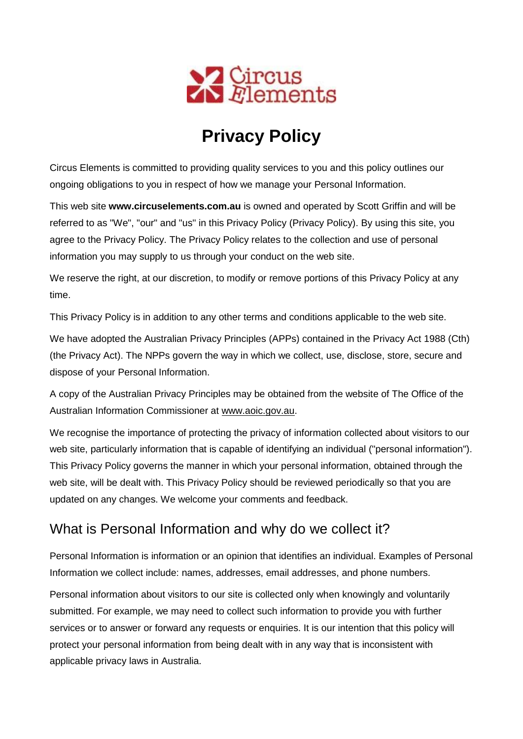# Privacy Policy

Circus Elements is committed to providing quality services to you and this policy outlines our ongoing obligations to you in respect of how we manage your Personal Information.

This web site **www.circuselements.com.au** is owned and operated by Scott Griffin and will be referred to as "We", "our" and "us" in this Privacy Policy (Privacy Policy). By using this site, you agree to the Privacy Policy. The Privacy Policy relates to the collection and use of personal information you may supply to us through your conduct on the web site.

We reserve the right, at our discretion, to modify or remove portions of this Privacy Policy at any time.

This Privacy Policy is in addition to any other terms and conditions applicable to the web site.

We have adopted the Australian Privacy Principles (APPs) contained in the Privacy Act 1988 (Cth) (the Privacy Act). The NPPs govern the way in which we collect, use, disclose, store, secure and dispose of your Personal Information.

A copy of the Australian Privacy Principles may be obtained from the website of The Office of the Australian Information Commissioner at www.aoic.gov.au.

We recognise the importance of protecting the privacy of information collected about visitors to our web site, particularly information that is capable of identifying an individual ("personal information"). This Privacy Policy governs the manner in which your personal information, obtained through the web site, will be dealt with. This Privacy Policy should be reviewed periodically so that you are updated on any changes. We welcome your comments and feedback.

## What is Personal Information and why do we collect it?

Personal Information is information or an opinion that identifies an individual. Examples of Personal Information we collect include: names, addresses, email addresses, and phone numbers.

Personal information about visitors to our site is collected only when knowingly and voluntarily submitted. For example, we may need to collect such information to provide you with further services or to answer or forward any requests or enquiries. It is our intention that this policy will protect your personal information from being dealt with in any way that is inconsistent with applicable privacy laws in Australia.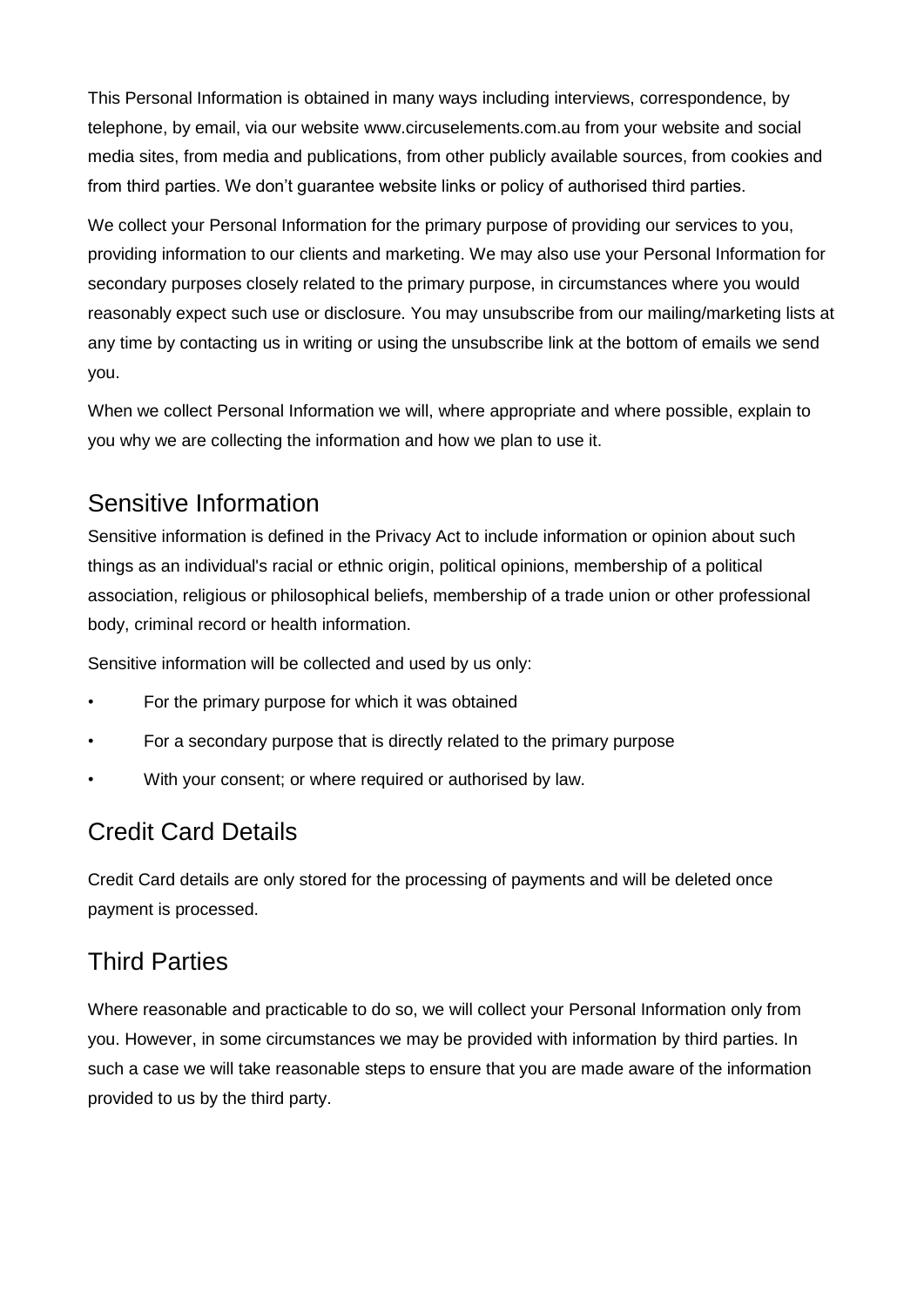This Personal Information is obtained in many ways including interviews, correspondence, by telephone, by email, via our website www.circuselements.com.au from your website and social media sites, from media and publications, from other publicly available sources, from cookies and from third parties. We don't guarantee website links or policy of authorised third parties.

We collect your Personal Information for the primary purpose of providing our services to you, providing information to our clients and marketing. We may also use your Personal Information for secondary purposes closely related to the primary purpose, in circumstances where you would reasonably expect such use or disclosure. You may unsubscribe from our mailing/marketing lists at any time by contacting us in writing or using the unsubscribe link at the bottom of emails we send you.

When we collect Personal Information we will, where appropriate and where possible, explain to you why we are collecting the information and how we plan to use it.

## Sensitive Information

Sensitive information is defined in the Privacy Act to include information or opinion about such things as an individual's racial or ethnic origin, political opinions, membership of a political association, religious or philosophical beliefs, membership of a trade union or other professional body, criminal record or health information.

Sensitive information will be collected and used by us only:

- For the primary purpose for which it was obtained
- For a secondary purpose that is directly related to the primary purpose
- With your consent; or where required or authorised by law.

## Credit Card Details

Credit Card details are only stored for the processing of payments and will be deleted once payment is processed.

## Third Parties

Where reasonable and practicable to do so, we will collect your Personal Information only from you. However, in some circumstances we may be provided with information by third parties. In such a case we will take reasonable steps to ensure that you are made aware of the information provided to us by the third party.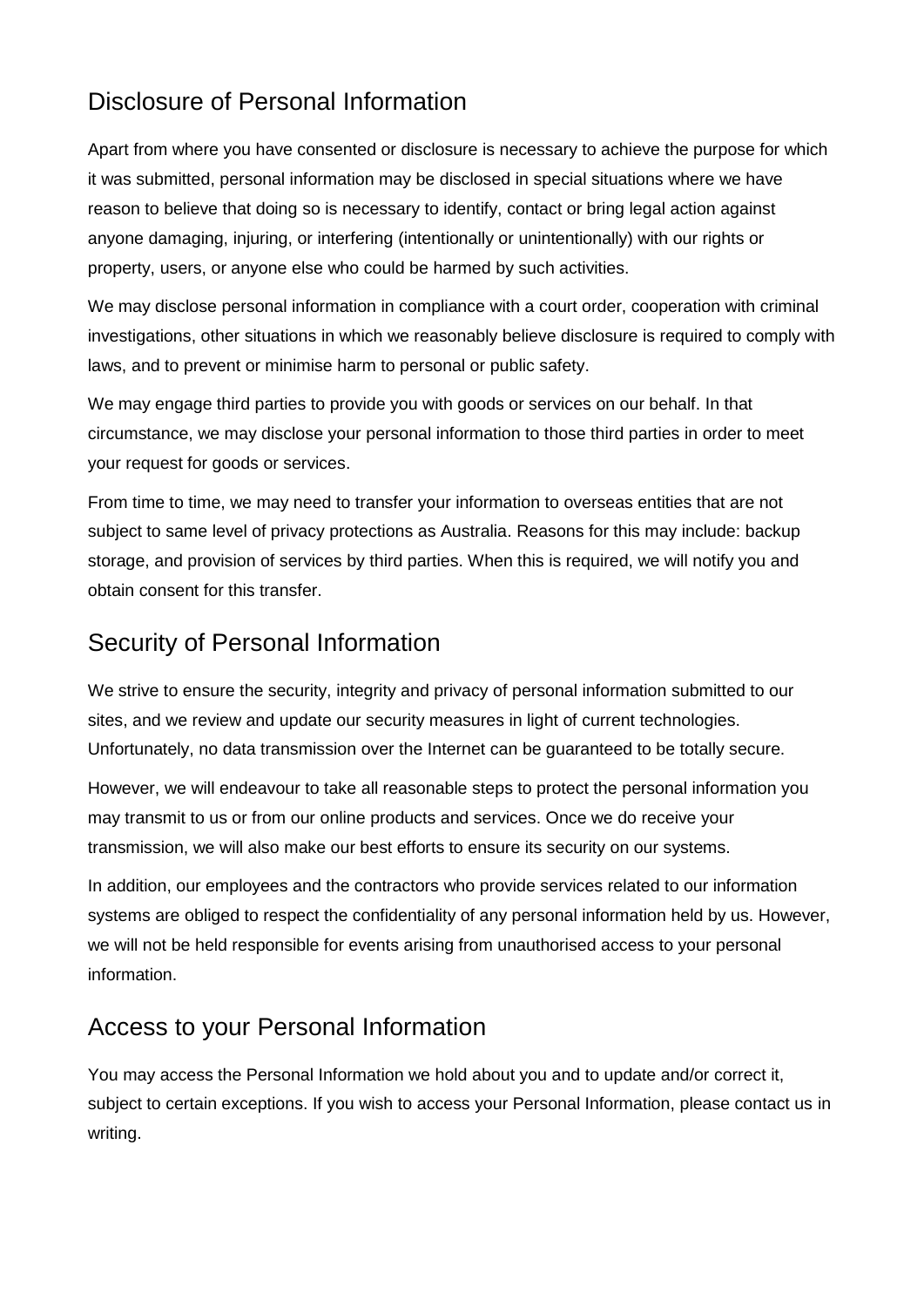## Disclosure of Personal Information

Apart from where you have consented or disclosure is necessary to achieve the purpose for which it was submitted, personal information may be disclosed in special situations where we have reason to believe that doing so is necessary to identify, contact or bring legal action against anyone damaging, injuring, or interfering (intentionally or unintentionally) with our rights or property, users, or anyone else who could be harmed by such activities.

We may disclose personal information in compliance with a court order, cooperation with criminal investigations, other situations in which we reasonably believe disclosure is required to comply with laws, and to prevent or minimise harm to personal or public safety.

We may engage third parties to provide you with goods or services on our behalf. In that circumstance, we may disclose your personal information to those third parties in order to meet your request for goods or services.

From time to time, we may need to transfer your information to overseas entities that are not subject to same level of privacy protections as Australia. Reasons for this may include: backup storage, and provision of services by third parties. When this is required, we will notify you and obtain consent for this transfer.

## Security of Personal Information

We strive to ensure the security, integrity and privacy of personal information submitted to our sites, and we review and update our security measures in light of current technologies. Unfortunately, no data transmission over the Internet can be guaranteed to be totally secure.

However, we will endeavour to take all reasonable steps to protect the personal information you may transmit to us or from our online products and services. Once we do receive your transmission, we will also make our best efforts to ensure its security on our systems.

In addition, our employees and the contractors who provide services related to our information systems are obliged to respect the confidentiality of any personal information held by us. However, we will not be held responsible for events arising from unauthorised access to your personal information.

## Access to your Personal Information

You may access the Personal Information we hold about you and to update and/or correct it, subject to certain exceptions. If you wish to access your Personal Information, please contact us in writing.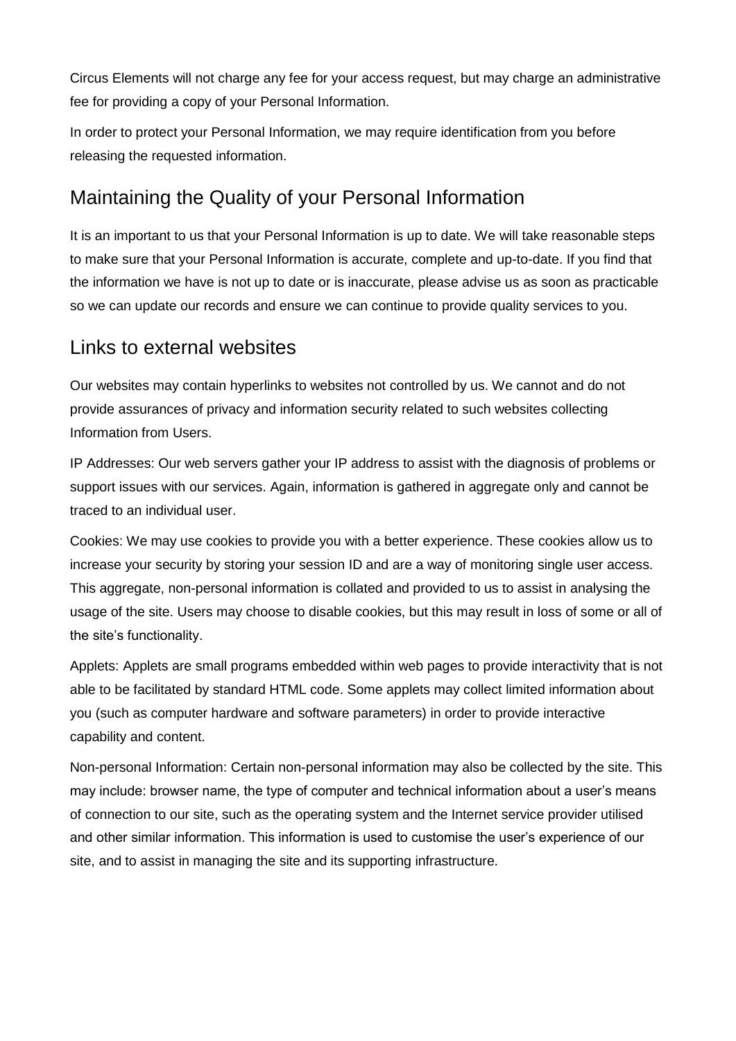Circus Elements will not charge any fee for your access request, but may charge an administrative fee for providing a copy of your Personal Information.

In order to protect your Personal Information, we may require identification from you before releasing the requested information.

## Maintaining the Quality of your Personal Information

It is an important to us that your Personal Information is up to date. We will take reasonable steps to make sure that your Personal Information is accurate, complete and up-to-date. If you find that the information we have is not up to date or is inaccurate, please advise us as soon as practicable so we can update our records and ensure we can continue to provide quality services to you.

## Links to external websites

Our websites may contain hyperlinks to websites not controlled by us. We cannot and do not provide assurances of privacy and information security related to such websites collecting Information from Users.

IP Addresses: Our web servers gather your IP address to assist with the diagnosis of problems or support issues with our services. Again, information is gathered in aggregate only and cannot be traced to an individual user.

Cookies: We may use cookies to provide you with a better experience. These cookies allow us to increase your security by storing your session ID and are a way of monitoring single user access. This aggregate, non-personal information is collated and provided to us to assist in analysing the usage of the site. Users may choose to disable cookies, but this may result in loss of some or all of the site's functionality.

Applets: Applets are small programs embedded within web pages to provide interactivity that is not able to be facilitated by standard HTML code. Some applets may collect limited information about you (such as computer hardware and software parameters) in order to provide interactive capability and content.

Non-personal Information: Certain non-personal information may also be collected by the site. This may include: browser name, the type of computer and technical information about a user's means of connection to our site, such as the operating system and the Internet service provider utilised and other similar information. This information is used to customise the user's experience of our site, and to assist in managing the site and its supporting infrastructure.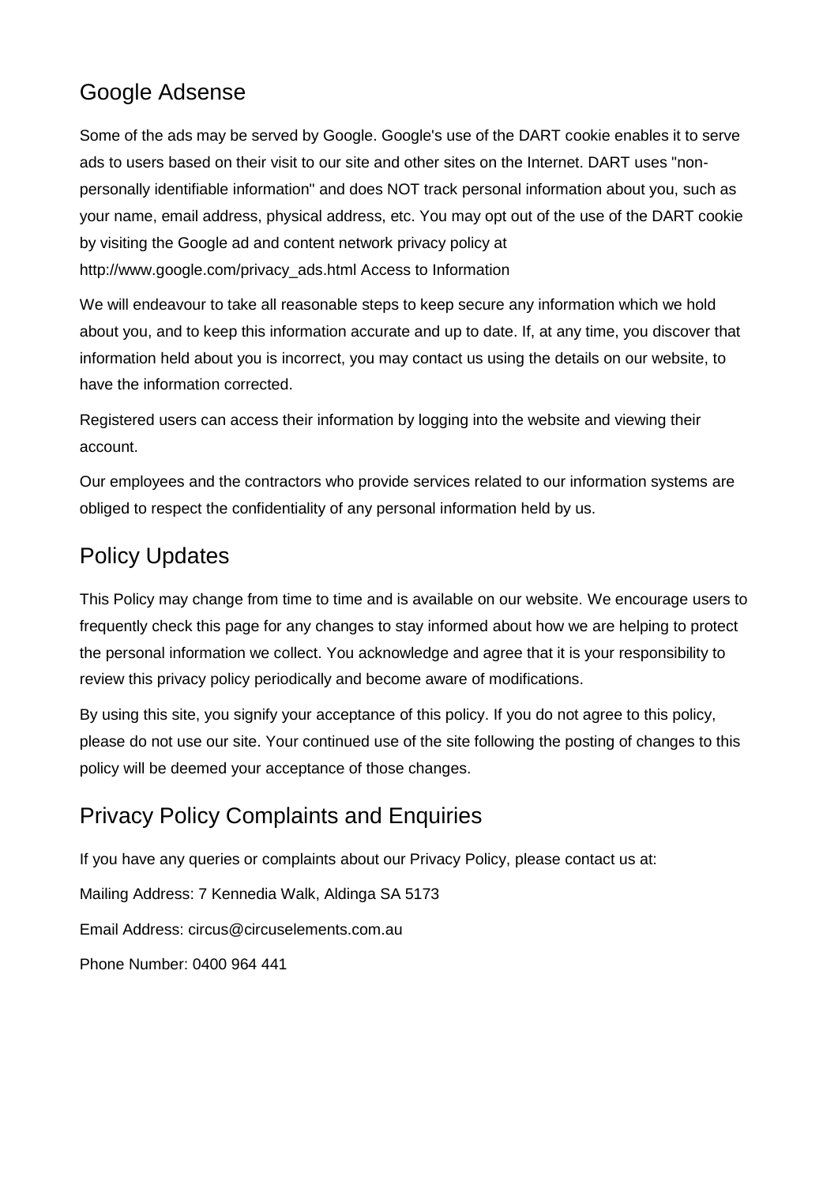## Google Adsense

Some of the ads may be served by Google. Google's use of the DART cookie enables it to serve ads to users based on their visit to our site and other sites on the Internet. DART uses "non-personally identifiable information" and does NOT track personal information about you, such as your name, email address, physical address, etc. You may opt out of the use of the DART cookie by visiting the Google ad and content network privacy policy at http://www.google.com/privacy_ads.html Access to Information

We will endeavour to take all reasonable steps to keep secure any information which we hold about you, and to keep this information accurate and up to date. If, at any time, you discover that information held about you is incorrect, you may contact us using the details on our website, to have the information corrected.

Registered users can access their information by logging into the website and viewing their account.

Our employees and the contractors who provide services related to our information systems are obliged to respect the confidentiality of any personal information held by us.

## Policy Updates

This Policy may change from time to time and is available on our website. We encourage users to frequently check this page for any changes to stay informed about how we are helping to protect the personal information we collect. You acknowledge and agree that it is your responsibility to review this privacy policy periodically and become aware of modifications.

By using this site, you signify your acceptance of this policy. If you do not agree to this policy, please do not use our site. Your continued use of the site following the posting of changes to this policy will be deemed your acceptance of those changes.

## Privacy Policy Complaints and Enquiries

If you have any queries or complaints about our Privacy Policy, please contact us at:

Mailing Address: 7 Kennedia Walk, Aldinga SA 5173

Email Address: circus@circuselements.com.au

Phone Number: 0400 964 441